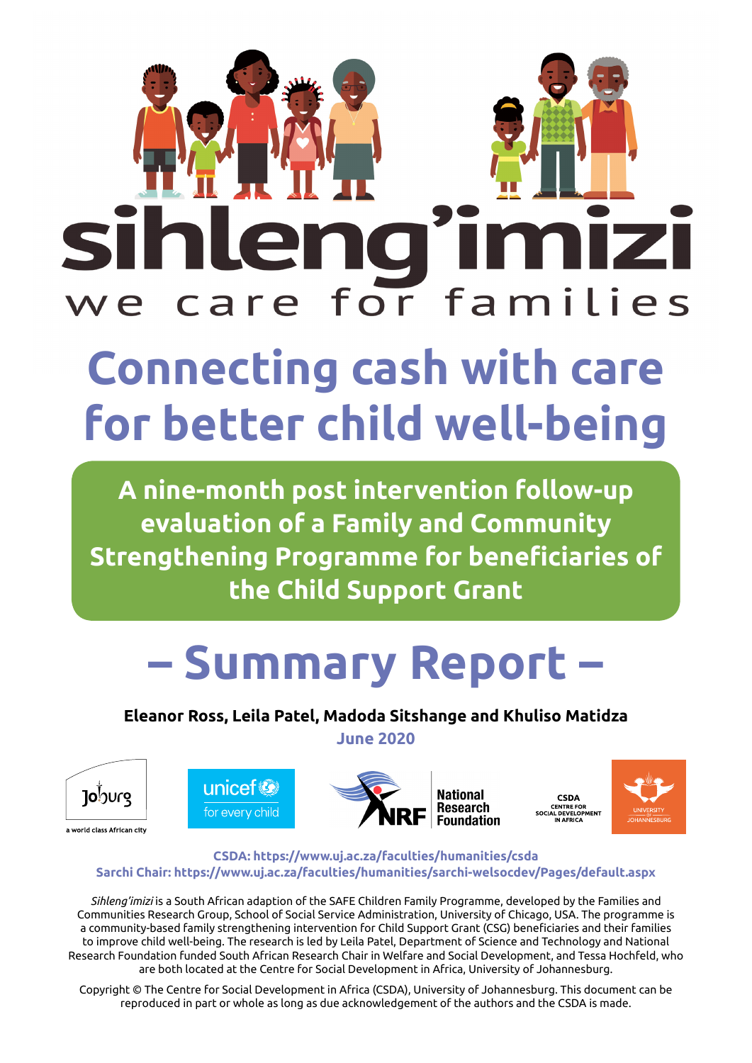# sihleng'imizi

we care for families

# Connecting cash with care for better child well-being

## A nine-month post intervention follow-up evaluation of a Family and Community Strengthening Programme for beneficiaries of the Child Support Grant

# – Summary Report –

**Eleanor Ross, Leila Patel, Madoda Sitshange and Khuliso Matidza**

**June 2020**

Joburg – a world class African city | unicef for every child | NRF National Research Foundation | CSDA Centre for Social Development in Africa | University of Johannesburg

**CSDA: https://www.uj.ac.za/faculties/humanities/csda**
**Sarchi Chair: https://www.uj.ac.za/faculties/humanities/sarchi-welsocdev/Pages/default.aspx**

*Sihleng'imizi* is a South African adaption of the SAFE Children Family Programme, developed by the Families and Communities Research Group, School of Social Service Administration, University of Chicago, USA. The programme is a community-based family strengthening intervention for Child Support Grant (CSG) beneficiaries and their families to improve child well-being. The research is led by Leila Patel, Department of Science and Technology and National Research Foundation funded South African Research Chair in Welfare and Social Development, and Tessa Hochfeld, who are both located at the Centre for Social Development in Africa, University of Johannesburg.

Copyright © The Centre for Social Development in Africa (CSDA), University of Johannesburg. This document can be reproduced in part or whole as long as due acknowledgement of the authors and the CSDA is made.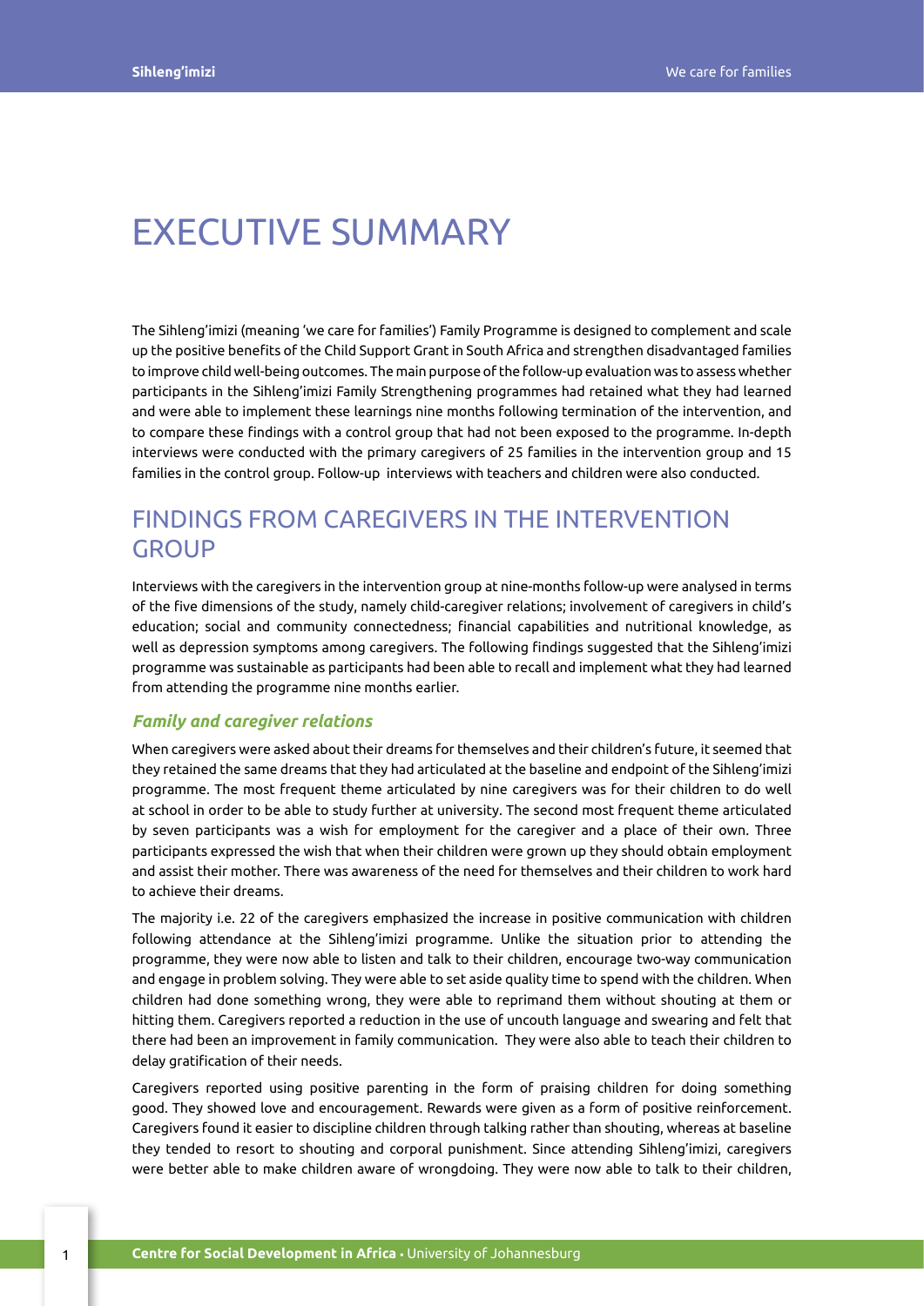# EXECUTIVE SUMMARY

The Sihleng'imizi (meaning 'we care for families') Family Programme is designed to complement and scale up the positive benefits of the Child Support Grant in South Africa and strengthen disadvantaged families to improve child well-being outcomes. The main purpose of the follow-up evaluation was to assess whether participants in the Sihleng'imizi Family Strengthening programmes had retained what they had learned and were able to implement these learnings nine months following termination of the intervention, and to compare these findings with a control group that had not been exposed to the programme. In-depth interviews were conducted with the primary caregivers of 25 families in the intervention group and 15 families in the control group. Follow-up interviews with teachers and children were also conducted.

## FINDINGS FROM CAREGIVERS IN THE INTERVENTION GROUP

Interviews with the caregivers in the intervention group at nine-months follow-up were analysed in terms of the five dimensions of the study, namely child-caregiver relations; involvement of caregivers in child's education; social and community connectedness; financial capabilities and nutritional knowledge, as well as depression symptoms among caregivers. The following findings suggested that the Sihleng'imizi programme was sustainable as participants had been able to recall and implement what they had learned from attending the programme nine months earlier.

### *Family and caregiver relations*

When caregivers were asked about their dreams for themselves and their children's future, it seemed that they retained the same dreams that they had articulated at the baseline and endpoint of the Sihleng'imizi programme. The most frequent theme articulated by nine caregivers was for their children to do well at school in order to be able to study further at university. The second most frequent theme articulated by seven participants was a wish for employment for the caregiver and a place of their own. Three participants expressed the wish that when their children were grown up they should obtain employment and assist their mother. There was awareness of the need for themselves and their children to work hard to achieve their dreams.

The majority i.e. 22 of the caregivers emphasized the increase in positive communication with children following attendance at the Sihleng'imizi programme. Unlike the situation prior to attending the programme, they were now able to listen and talk to their children, encourage two-way communication and engage in problem solving. They were able to set aside quality time to spend with the children. When children had done something wrong, they were able to reprimand them without shouting at them or hitting them. Caregivers reported a reduction in the use of uncouth language and swearing and felt that there had been an improvement in family communication. They were also able to teach their children to delay gratification of their needs.

Caregivers reported using positive parenting in the form of praising children for doing something good. They showed love and encouragement. Rewards were given as a form of positive reinforcement. Caregivers found it easier to discipline children through talking rather than shouting, whereas at baseline they tended to resort to shouting and corporal punishment. Since attending Sihleng'imizi, caregivers were better able to make children aware of wrongdoing. They were now able to talk to their children,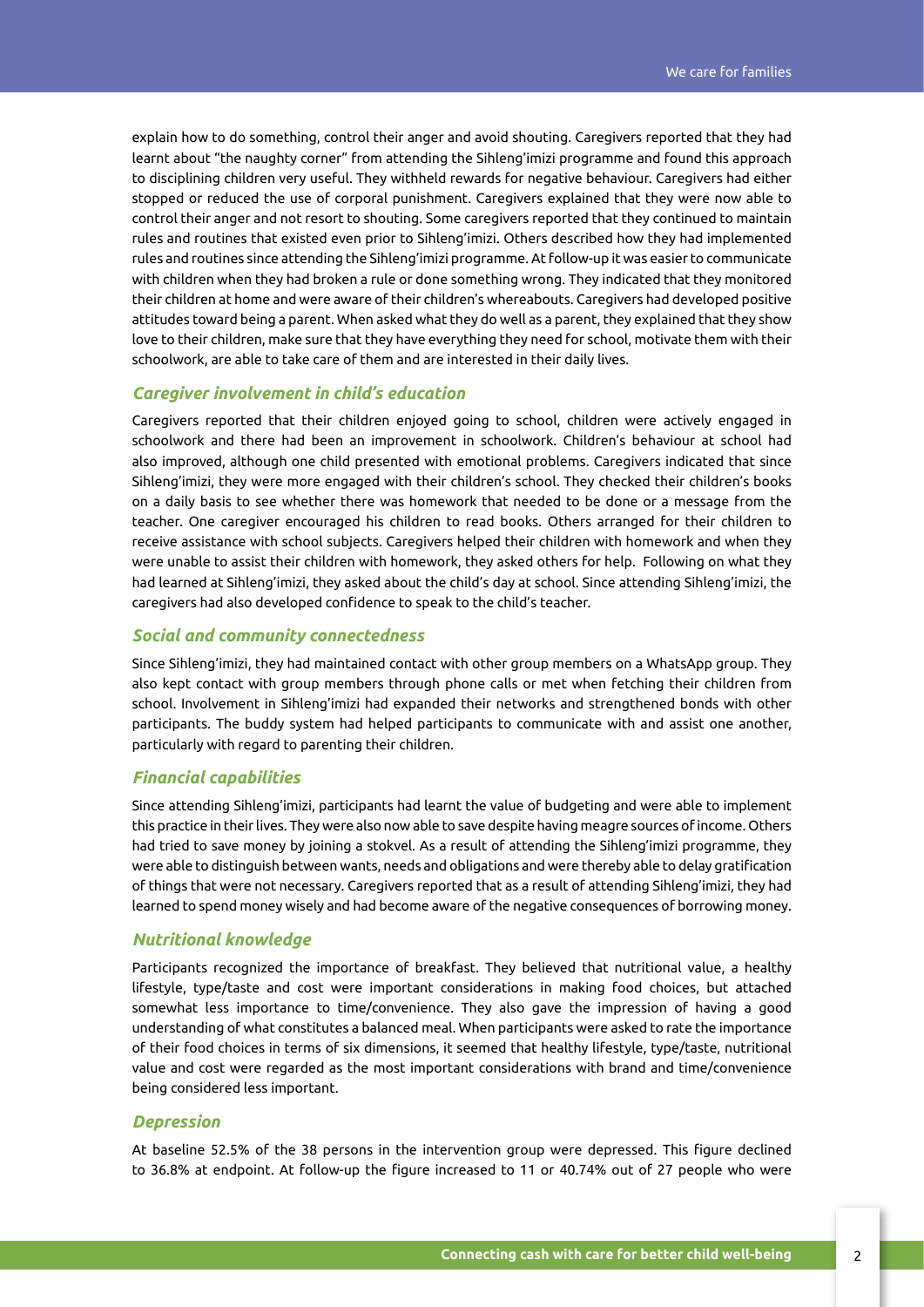explain how to do something, control their anger and avoid shouting. Caregivers reported that they had learnt about "the naughty corner" from attending the Sihleng'imizi programme and found this approach to disciplining children very useful. They withheld rewards for negative behaviour. Caregivers had either stopped or reduced the use of corporal punishment. Caregivers explained that they were now able to control their anger and not resort to shouting. Some caregivers reported that they continued to maintain rules and routines that existed even prior to Sihleng'imizi. Others described how they had implemented rules and routines since attending the Sihleng'imizi programme. At follow-up it was easier to communicate with children when they had broken a rule or done something wrong. They indicated that they monitored their children at home and were aware of their children's whereabouts. Caregivers had developed positive attitudes toward being a parent. When asked what they do well as a parent, they explained that they show love to their children, make sure that they have everything they need for school, motivate them with their schoolwork, are able to take care of them and are interested in their daily lives.

### *Caregiver involvement in child's education*

Caregivers reported that their children enjoyed going to school, children were actively engaged in schoolwork and there had been an improvement in schoolwork. Children's behaviour at school had also improved, although one child presented with emotional problems. Caregivers indicated that since Sihleng'imizi, they were more engaged with their children's school. They checked their children's books on a daily basis to see whether there was homework that needed to be done or a message from the teacher. One caregiver encouraged his children to read books. Others arranged for their children to receive assistance with school subjects. Caregivers helped their children with homework and when they were unable to assist their children with homework, they asked others for help. Following on what they had learned at Sihleng'imizi, they asked about the child's day at school. Since attending Sihleng'imizi, the caregivers had also developed confidence to speak to the child's teacher.

### *Social and community connectedness*

Since Sihleng'imizi, they had maintained contact with other group members on a WhatsApp group. They also kept contact with group members through phone calls or met when fetching their children from school. Involvement in Sihleng'imizi had expanded their networks and strengthened bonds with other participants. The buddy system had helped participants to communicate with and assist one another, particularly with regard to parenting their children.

### *Financial capabilities*

Since attending Sihleng'imizi, participants had learnt the value of budgeting and were able to implement this practice in their lives. They were also now able to save despite having meagre sources of income. Others had tried to save money by joining a stokvel. As a result of attending the Sihleng'imizi programme, they were able to distinguish between wants, needs and obligations and were thereby able to delay gratification of things that were not necessary. Caregivers reported that as a result of attending Sihleng'imizi, they had learned to spend money wisely and had become aware of the negative consequences of borrowing money.

### *Nutritional knowledge*

Participants recognized the importance of breakfast. They believed that nutritional value, a healthy lifestyle, type/taste and cost were important considerations in making food choices, but attached somewhat less importance to time/convenience. They also gave the impression of having a good understanding of what constitutes a balanced meal. When participants were asked to rate the importance of their food choices in terms of six dimensions, it seemed that healthy lifestyle, type/taste, nutritional value and cost were regarded as the most important considerations with brand and time/convenience being considered less important.

### *Depression*

At baseline 52.5% of the 38 persons in the intervention group were depressed. This figure declined to 36.8% at endpoint. At follow-up the figure increased to 11 or 40.74% out of 27 people who were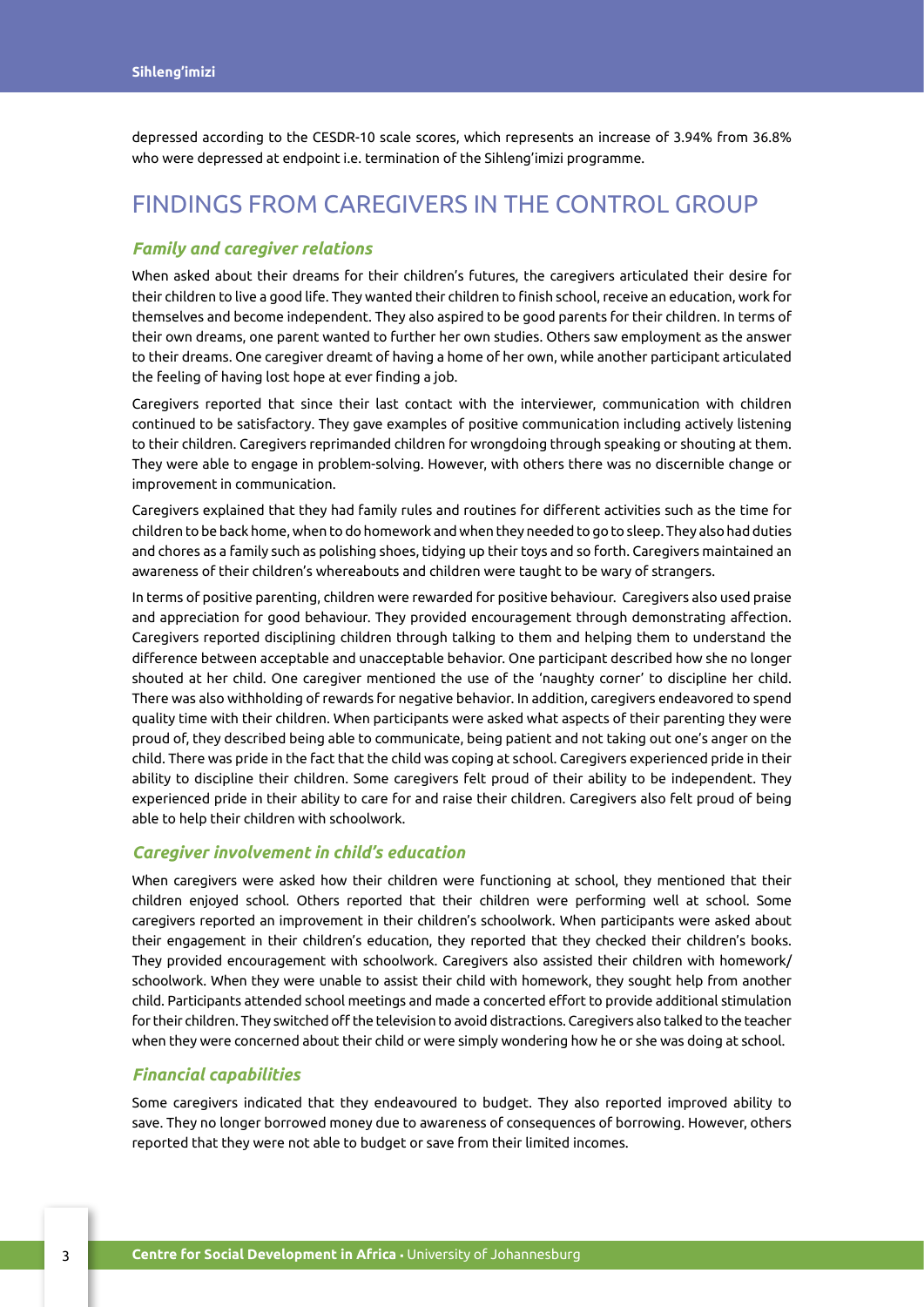depressed according to the CESDR-10 scale scores, which represents an increase of 3.94% from 36.8% who were depressed at endpoint i.e. termination of the Sihleng'imizi programme.

## FINDINGS FROM CAREGIVERS IN THE CONTROL GROUP

### *Family and caregiver relations*

When asked about their dreams for their children's futures, the caregivers articulated their desire for their children to live a good life. They wanted their children to finish school, receive an education, work for themselves and become independent. They also aspired to be good parents for their children. In terms of their own dreams, one parent wanted to further her own studies. Others saw employment as the answer to their dreams. One caregiver dreamt of having a home of her own, while another participant articulated the feeling of having lost hope at ever finding a job.

Caregivers reported that since their last contact with the interviewer, communication with children continued to be satisfactory. They gave examples of positive communication including actively listening to their children. Caregivers reprimanded children for wrongdoing through speaking or shouting at them. They were able to engage in problem-solving. However, with others there was no discernible change or improvement in communication.

Caregivers explained that they had family rules and routines for different activities such as the time for children to be back home, when to do homework and when they needed to go to sleep. They also had duties and chores as a family such as polishing shoes, tidying up their toys and so forth. Caregivers maintained an awareness of their children's whereabouts and children were taught to be wary of strangers.

In terms of positive parenting, children were rewarded for positive behaviour. Caregivers also used praise and appreciation for good behaviour. They provided encouragement through demonstrating affection. Caregivers reported disciplining children through talking to them and helping them to understand the difference between acceptable and unacceptable behavior. One participant described how she no longer shouted at her child. One caregiver mentioned the use of the 'naughty corner' to discipline her child. There was also withholding of rewards for negative behavior. In addition, caregivers endeavored to spend quality time with their children. When participants were asked what aspects of their parenting they were proud of, they described being able to communicate, being patient and not taking out one's anger on the child. There was pride in the fact that the child was coping at school. Caregivers experienced pride in their ability to discipline their children. Some caregivers felt proud of their ability to be independent. They experienced pride in their ability to care for and raise their children. Caregivers also felt proud of being able to help their children with schoolwork.

### *Caregiver involvement in child's education*

When caregivers were asked how their children were functioning at school, they mentioned that their children enjoyed school. Others reported that their children were performing well at school. Some caregivers reported an improvement in their children's schoolwork. When participants were asked about their engagement in their children's education, they reported that they checked their children's books. They provided encouragement with schoolwork. Caregivers also assisted their children with homework/ schoolwork. When they were unable to assist their child with homework, they sought help from another child. Participants attended school meetings and made a concerted effort to provide additional stimulation for their children. They switched off the television to avoid distractions. Caregivers also talked to the teacher when they were concerned about their child or were simply wondering how he or she was doing at school.

### *Financial capabilities*

Some caregivers indicated that they endeavoured to budget. They also reported improved ability to save. They no longer borrowed money due to awareness of consequences of borrowing. However, others reported that they were not able to budget or save from their limited incomes.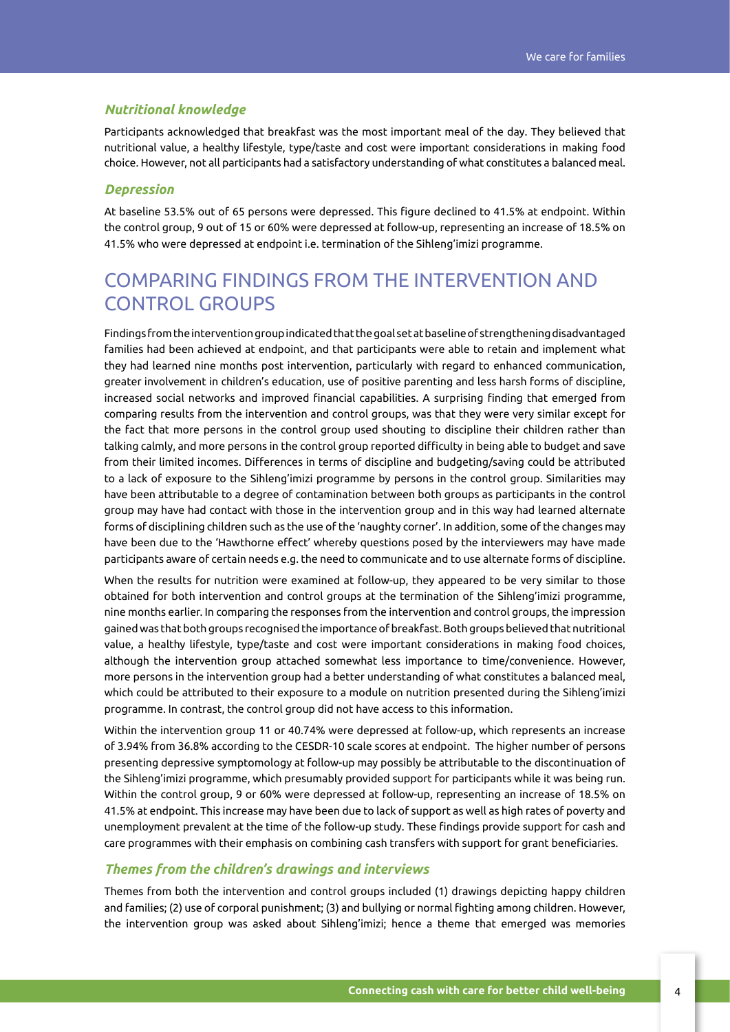### *Nutritional knowledge*

Participants acknowledged that breakfast was the most important meal of the day. They believed that nutritional value, a healthy lifestyle, type/taste and cost were important considerations in making food choice. However, not all participants had a satisfactory understanding of what constitutes a balanced meal.

### *Depression*

At baseline 53.5% out of 65 persons were depressed. This figure declined to 41.5% at endpoint. Within the control group, 9 out of 15 or 60% were depressed at follow-up, representing an increase of 18.5% on 41.5% who were depressed at endpoint i.e. termination of the Sihleng'imizi programme.

## COMPARING FINDINGS FROM THE INTERVENTION AND CONTROL GROUPS

Findings from the intervention group indicated that the goal set at baseline of strengthening disadvantaged families had been achieved at endpoint, and that participants were able to retain and implement what they had learned nine months post intervention, particularly with regard to enhanced communication, greater involvement in children's education, use of positive parenting and less harsh forms of discipline, increased social networks and improved financial capabilities. A surprising finding that emerged from comparing results from the intervention and control groups, was that they were very similar except for the fact that more persons in the control group used shouting to discipline their children rather than talking calmly, and more persons in the control group reported difficulty in being able to budget and save from their limited incomes. Differences in terms of discipline and budgeting/saving could be attributed to a lack of exposure to the Sihleng'imizi programme by persons in the control group. Similarities may have been attributable to a degree of contamination between both groups as participants in the control group may have had contact with those in the intervention group and in this way had learned alternate forms of disciplining children such as the use of the 'naughty corner'. In addition, some of the changes may have been due to the 'Hawthorne effect' whereby questions posed by the interviewers may have made participants aware of certain needs e.g. the need to communicate and to use alternate forms of discipline.

When the results for nutrition were examined at follow-up, they appeared to be very similar to those obtained for both intervention and control groups at the termination of the Sihleng'imizi programme, nine months earlier. In comparing the responses from the intervention and control groups, the impression gained was that both groups recognised the importance of breakfast. Both groups believed that nutritional value, a healthy lifestyle, type/taste and cost were important considerations in making food choices, although the intervention group attached somewhat less importance to time/convenience. However, more persons in the intervention group had a better understanding of what constitutes a balanced meal, which could be attributed to their exposure to a module on nutrition presented during the Sihleng'imizi programme. In contrast, the control group did not have access to this information.

Within the intervention group 11 or 40.74% were depressed at follow-up, which represents an increase of 3.94% from 36.8% according to the CESDR-10 scale scores at endpoint. The higher number of persons presenting depressive symptomology at follow-up may possibly be attributable to the discontinuation of the Sihleng'imizi programme, which presumably provided support for participants while it was being run. Within the control group, 9 or 60% were depressed at follow-up, representing an increase of 18.5% on 41.5% at endpoint. This increase may have been due to lack of support as well as high rates of poverty and unemployment prevalent at the time of the follow-up study. These findings provide support for cash and care programmes with their emphasis on combining cash transfers with support for grant beneficiaries.

### *Themes from the children's drawings and interviews*

Themes from both the intervention and control groups included (1) drawings depicting happy children and families; (2) use of corporal punishment; (3) and bullying or normal fighting among children. However, the intervention group was asked about Sihleng'imizi; hence a theme that emerged was memories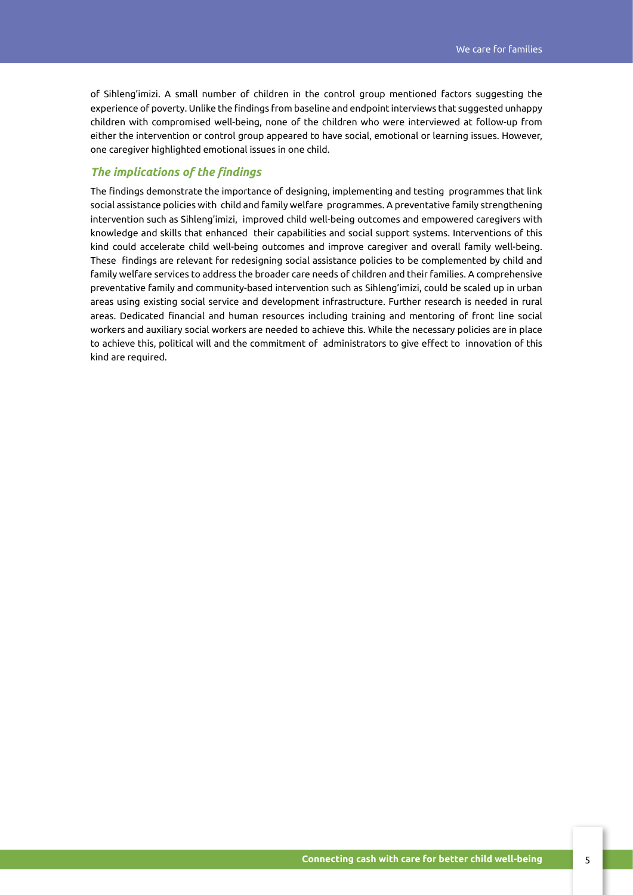of Sihleng'imizi. A small number of children in the control group mentioned factors suggesting the experience of poverty. Unlike the findings from baseline and endpoint interviews that suggested unhappy children with compromised well-being, none of the children who were interviewed at follow-up from either the intervention or control group appeared to have social, emotional or learning issues. However, one caregiver highlighted emotional issues in one child.

### *The implications of the findings*

The findings demonstrate the importance of designing, implementing and testing programmes that link social assistance policies with child and family welfare programmes. A preventative family strengthening intervention such as Sihleng'imizi, improved child well-being outcomes and empowered caregivers with knowledge and skills that enhanced their capabilities and social support systems. Interventions of this kind could accelerate child well-being outcomes and improve caregiver and overall family well-being. These findings are relevant for redesigning social assistance policies to be complemented by child and family welfare services to address the broader care needs of children and their families. A comprehensive preventative family and community-based intervention such as Sihleng'imizi, could be scaled up in urban areas using existing social service and development infrastructure. Further research is needed in rural areas. Dedicated financial and human resources including training and mentoring of front line social workers and auxiliary social workers are needed to achieve this. While the necessary policies are in place to achieve this, political will and the commitment of administrators to give effect to innovation of this kind are required.